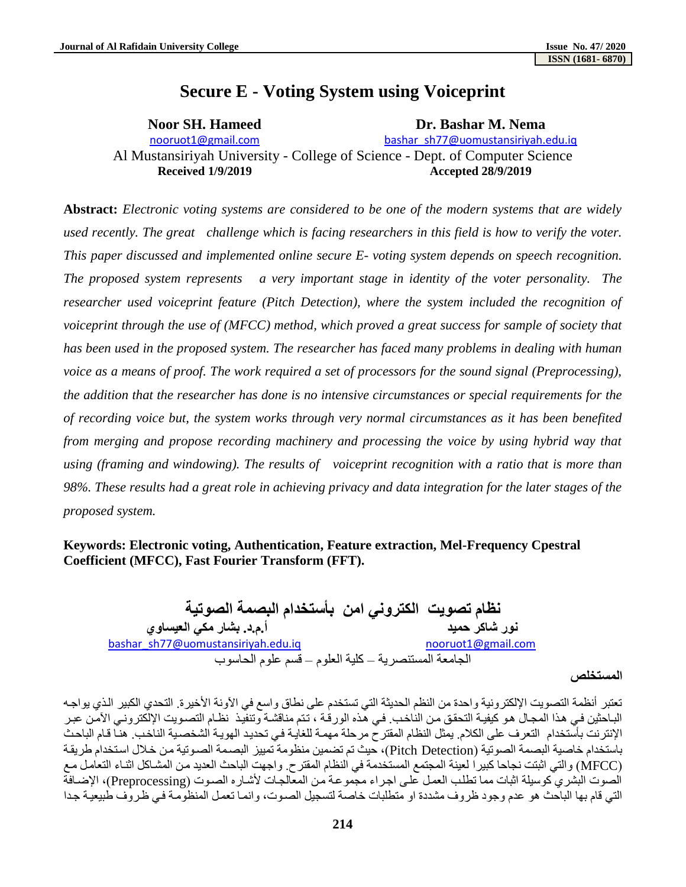# Secure E - Voting System using Voiceprint

**Noor SH. Hameed** — nooruot1@gmail.com
**Dr. Bashar M. Nema** — bashar_sh77@uomustansiriyah.edu.iq

Al Mustansiriyah University - College of Science - Dept. of Computer Science

**Received 1/9/2019** **Accepted 28/9/2019**

**Abstract:** *Electronic voting systems are considered to be one of the modern systems that are widely used recently. The great challenge which is facing researchers in this field is how to verify the voter. This paper discussed and implemented online secure E- voting system depends on speech recognition. The proposed system represents a very important stage in identity of the voter personality. The researcher used voiceprint feature (Pitch Detection), where the system included the recognition of voiceprint through the use of (MFCC) method, which proved a great success for sample of society that has been used in the proposed system. The researcher has faced many problems in dealing with human voice as a means of proof. The work required a set of processors for the sound signal (Preprocessing), the addition that the researcher has done is no intensive circumstances or special requirements for the of recording voice but, the system works through very normal circumstances as it has been benefited from merging and propose recording machinery and processing the voice by using hybrid way that using (framing and windowing). The results of voiceprint recognition with a ratio that is more than 98%. These results had a great role in achieving privacy and data integration for the later stages of the proposed system.*

**Keywords: Electronic voting, Authentication, Feature extraction, Mel-Frequency Cpestral Coefficient (MFCC), Fast Fourier Transform (FFT).**

# نظام تصويت الكتروني امن بأستخدام البصمة الصوتية

**نور شاكر حميد** — nooruot1@gmail.com
**أ.م.د. بشار مكي العيساوي** — bashar_sh77@uomustansiriyah.edu.iq

الجامعة المستنصرية – كلية العلوم – قسم علوم الحاسوب

**المستخلص**

تعتبر أنظمة التصويت الإلكترونية واحدة من النظم الحديثة التي تستخدم على نطاق واسع في الآونة الأخيرة. التحدي الكبير الذي يواجه الباحثين في هذا المجال هو كيفية التحقق من الناخب. في هذه الورقة ، تتم مناقشة وتنفيذ نظام التصويت الإلكتروني الآمن عبر الإنترنت بأستخدام التعرف على الكلام. يمثل النظام المقترح مرحلة مهمة للغاية في تحديد الهوية الشخصية الناخب. هنا قام الباحث باستخدام خاصية البصمة الصوتية (Pitch Detection)، حيث تم تضمين منظومة تمييز البصمة الصوتية من خلال استخدام طريقة (MFCC) والتي اثبتت نجاحا كبيرا لعينة المجتمع المستخدمة في النظام المقترح. واجهت الباحث العديد من المشاكل اثناء التعامل مع الصوت البشري كوسيلة اثبات مما تطلب العمل على اجراء مجموعة من المعالجات لأشاره الصوت (Preprocessing)، الإضافة التي قام بها الباحث هو عدم وجود ظروف مشددة او متطلبات خاصة لتسجيل الصوت، وانما تعمل المنظومة في ظروف طبيعية جدا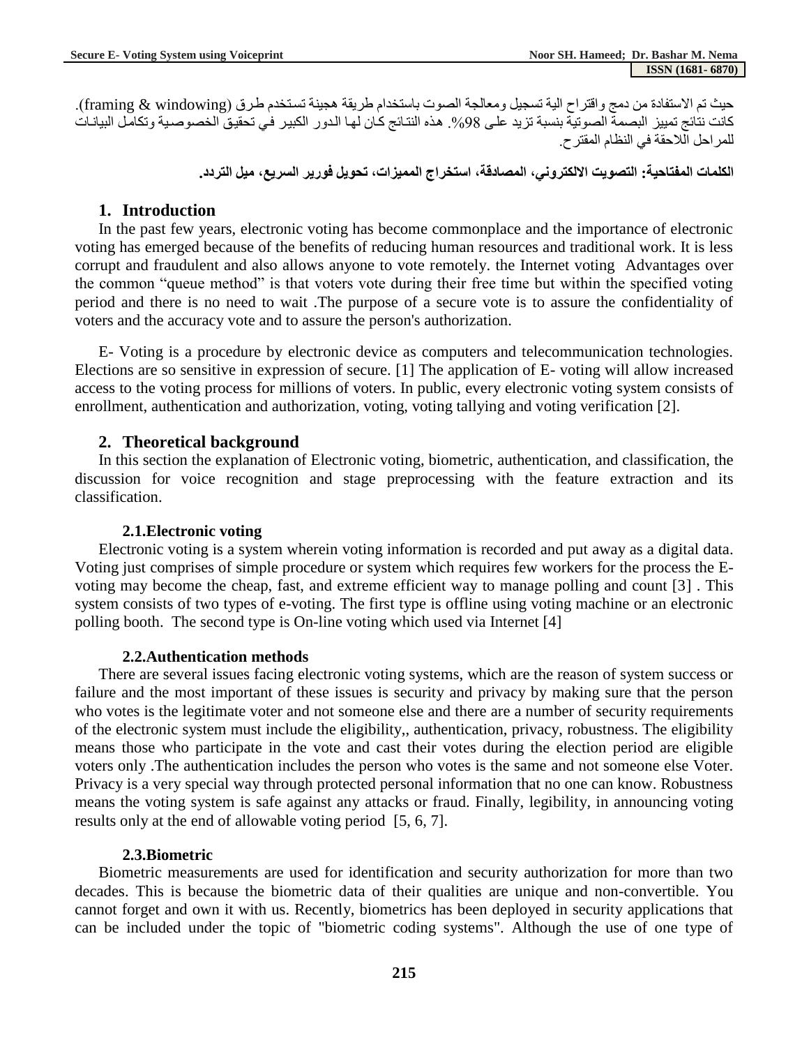حيث تم الاستفادة من دمج واقتراح الية تسجيل ومعالجة الصوت باستخدام طريقة هجينة تستخدم طرق (framing & windowing). كانت نتائج تمييز البصمة الصوتية بنسبة تزيد على 98%. هذه النتائج كان لها الدور الكبير في تحقيق الخصوصية وتكامل البيانات للمراحل اللاحقة في النظام المقترح.

**الكلمات المفتاحية: التصويت الالكتروني، المصادقة، استخراج المميزات، تحويل فورير السريع، ميل التردد.**

## 1. Introduction

In the past few years, electronic voting has become commonplace and the importance of electronic voting has emerged because of the benefits of reducing human resources and traditional work. It is less corrupt and fraudulent and also allows anyone to vote remotely. the Internet voting Advantages over the common "queue method" is that voters vote during their free time but within the specified voting period and there is no need to wait .The purpose of a secure vote is to assure the confidentiality of voters and the accuracy vote and to assure the person's authorization.

E- Voting is a procedure by electronic device as computers and telecommunication technologies. Elections are so sensitive in expression of secure. [1] The application of E- voting will allow increased access to the voting process for millions of voters. In public, every electronic voting system consists of enrollment, authentication and authorization, voting, voting tallying and voting verification [2].

## 2. Theoretical background

In this section the explanation of Electronic voting, biometric, authentication, and classification, the discussion for voice recognition and stage preprocessing with the feature extraction and its classification.

### 2.1.Electronic voting

Electronic voting is a system wherein voting information is recorded and put away as a digital data. Voting just comprises of simple procedure or system which requires few workers for the process the E-voting may become the cheap, fast, and extreme efficient way to manage polling and count [3] . This system consists of two types of e-voting. The first type is offline using voting machine or an electronic polling booth. The second type is On-line voting which used via Internet [4]

### 2.2.Authentication methods

There are several issues facing electronic voting systems, which are the reason of system success or failure and the most important of these issues is security and privacy by making sure that the person who votes is the legitimate voter and not someone else and there are a number of security requirements of the electronic system must include the eligibility,, authentication, privacy, robustness. The eligibility means those who participate in the vote and cast their votes during the election period are eligible voters only .The authentication includes the person who votes is the same and not someone else Voter. Privacy is a very special way through protected personal information that no one can know. Robustness means the voting system is safe against any attacks or fraud. Finally, legibility, in announcing voting results only at the end of allowable voting period [5, 6, 7].

### 2.3.Biometric

Biometric measurements are used for identification and security authorization for more than two decades. This is because the biometric data of their qualities are unique and non-convertible. You cannot forget and own it with us. Recently, biometrics has been deployed in security applications that can be included under the topic of "biometric coding systems". Although the use of one type of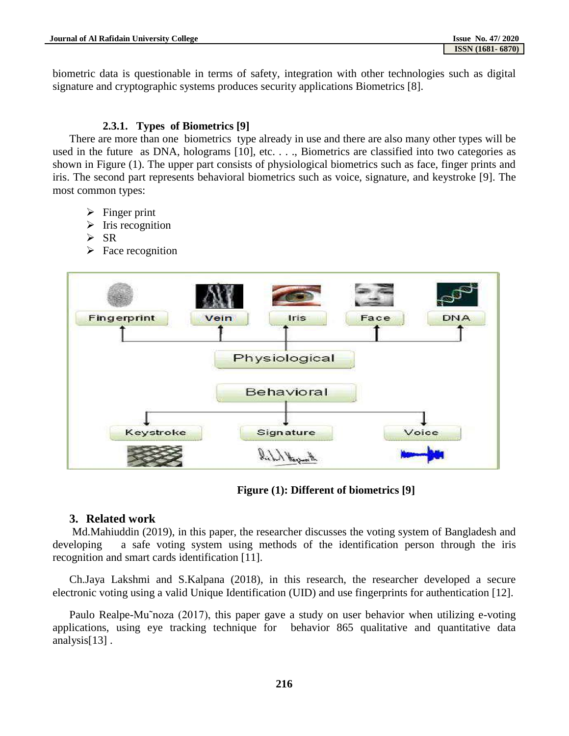biometric data is questionable in terms of safety, integration with other technologies such as digital signature and cryptographic systems produces security applications Biometrics [8].

### 2.3.1. Types of Biometrics [9]

There are more than one biometrics type already in use and there are also many other types will be used in the future as DNA, holograms [10], etc. . . ., Biometrics are classified into two categories as shown in Figure (1). The upper part consists of physiological biometrics such as face, finger prints and iris. The second part represents behavioral biometrics such as voice, signature, and keystroke [9]. The most common types:

- Finger print
- Iris recognition
- SR
- Face recognition

**Figure (1): Different of biometrics [9]**

## 3. Related work

Md.Mahiuddin (2019), in this paper, the researcher discusses the voting system of Bangladesh and developing a safe voting system using methods of the identification person through the iris recognition and smart cards identification [11].

Ch.Jaya Lakshmi and S.Kalpana (2018), in this research, the researcher developed a secure electronic voting using a valid Unique Identification (UID) and use fingerprints for authentication [12].

Paulo Realpe-Mu˜noza (2017), this paper gave a study on user behavior when utilizing e-voting applications, using eye tracking technique for behavior 865 qualitative and quantitative data analysis[13] .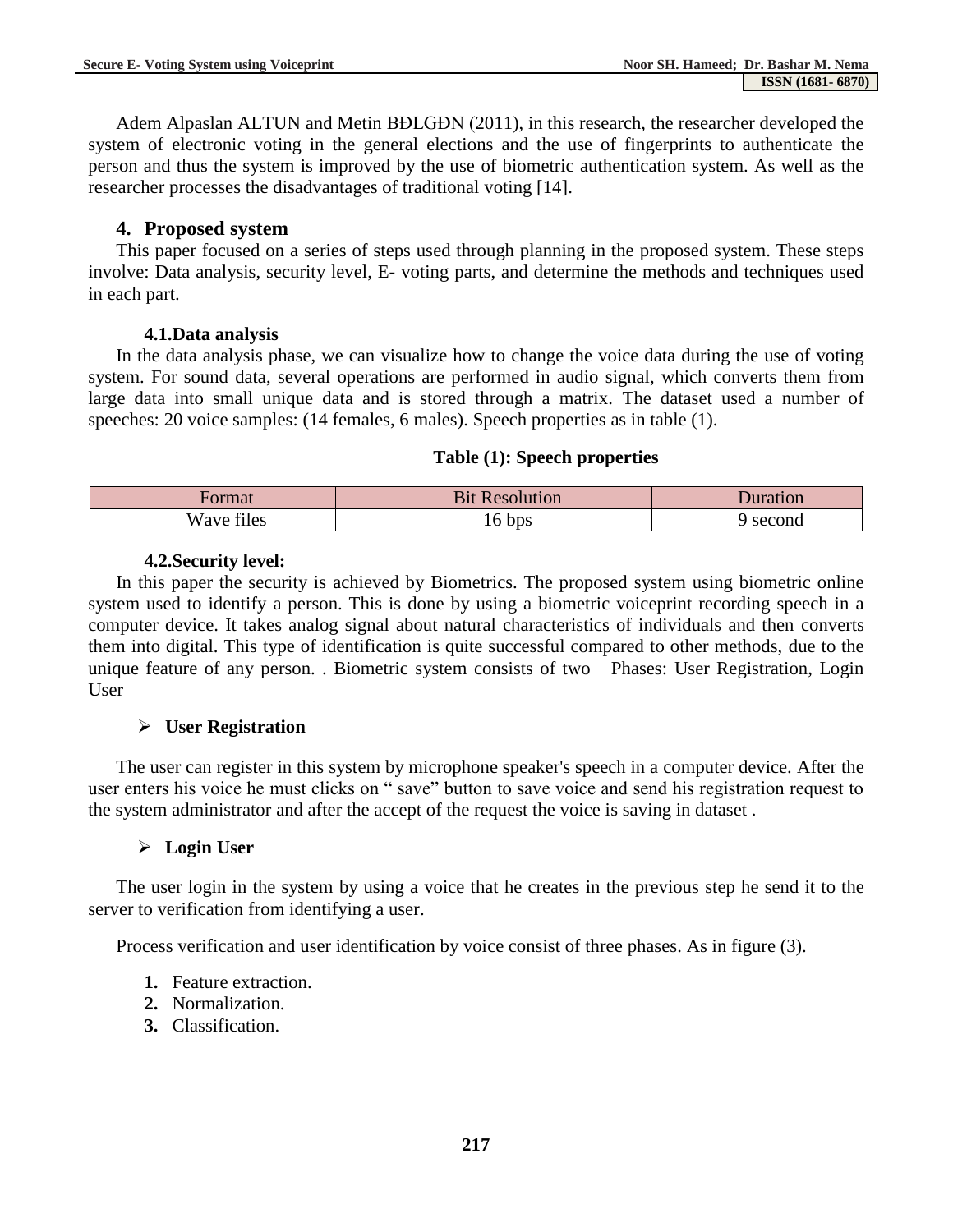Adem Alpaslan ALTUN and Metin BĐLGĐN (2011), in this research, the researcher developed the system of electronic voting in the general elections and the use of fingerprints to authenticate the person and thus the system is improved by the use of biometric authentication system. As well as the researcher processes the disadvantages of traditional voting [14].

## 4. Proposed system

This paper focused on a series of steps used through planning in the proposed system. These steps involve: Data analysis, security level, E- voting parts, and determine the methods and techniques used in each part.

### 4.1. Data analysis

In the data analysis phase, we can visualize how to change the voice data during the use of voting system. For sound data, several operations are performed in audio signal, which converts them from large data into small unique data and is stored through a matrix. The dataset used a number of speeches: 20 voice samples: (14 females, 6 males). Speech properties as in table (1).

**Table (1): Speech properties**

| Format | Bit Resolution | Duration |
| --- | --- | --- |
| Wave files | 16 bps | 9 second |

### 4.2. Security level:

In this paper the security is achieved by Biometrics. The proposed system using biometric online system used to identify a person. This is done by using a biometric voiceprint recording speech in a computer device. It takes analog signal about natural characteristics of individuals and then converts them into digital. This type of identification is quite successful compared to other methods, due to the unique feature of any person. . Biometric system consists of two Phases: User Registration, Login User

- **User Registration**

The user can register in this system by microphone speaker's speech in a computer device. After the user enters his voice he must clicks on " save" button to save voice and send his registration request to the system administrator and after the accept of the request the voice is saving in dataset .

- **Login User**

The user login in the system by using a voice that he creates in the previous step he send it to the server to verification from identifying a user.

Process verification and user identification by voice consist of three phases. As in figure (3).

1. Feature extraction.
2. Normalization.
3. Classification.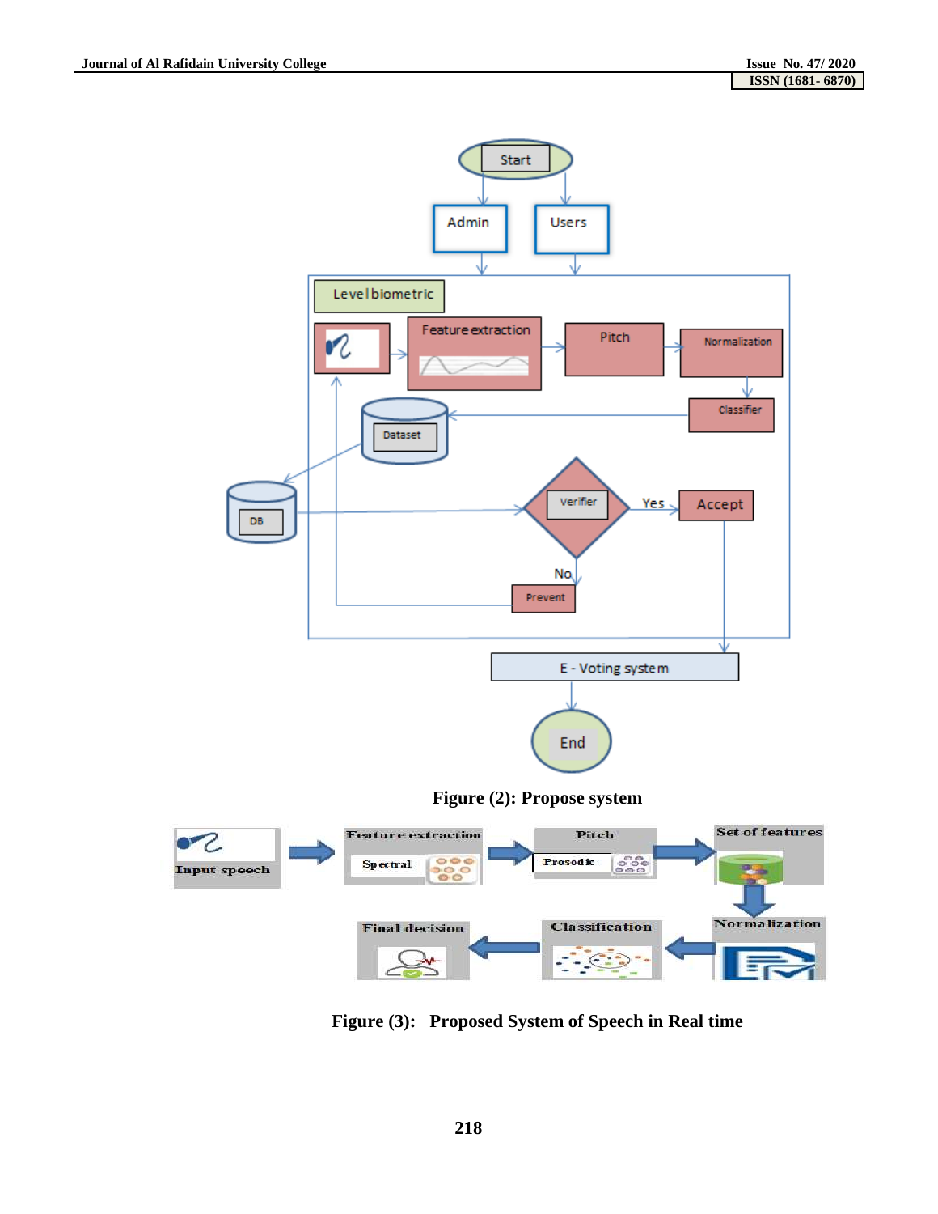Figure (2): Propose system

Figure (3): Proposed System of Speech in Real time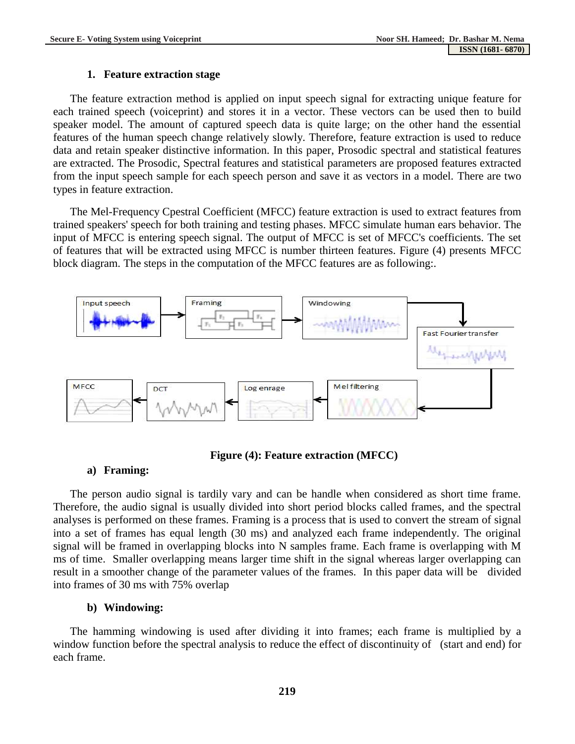### 1. Feature extraction stage

The feature extraction method is applied on input speech signal for extracting unique feature for each trained speech (voiceprint) and stores it in a vector. These vectors can be used then to build speaker model. The amount of captured speech data is quite large; on the other hand the essential features of the human speech change relatively slowly. Therefore, feature extraction is used to reduce data and retain speaker distinctive information. In this paper, Prosodic spectral and statistical features are extracted. The Prosodic, Spectral features and statistical parameters are proposed features extracted from the input speech sample for each speech person and save it as vectors in a model. There are two types in feature extraction.

The Mel-Frequency Cpestral Coefficient (MFCC) feature extraction is used to extract features from trained speakers' speech for both training and testing phases. MFCC simulate human ears behavior. The input of MFCC is entering speech signal. The output of MFCC is set of MFCC's coefficients. The set of features that will be extracted using MFCC is number thirteen features. Figure (4) presents MFCC block diagram. The steps in the computation of the MFCC features are as following:.

**Figure (4): Feature extraction (MFCC)**

#### a) Framing:

The person audio signal is tardily vary and can be handle when considered as short time frame. Therefore, the audio signal is usually divided into short period blocks called frames, and the spectral analyses is performed on these frames. Framing is a process that is used to convert the stream of signal into a set of frames has equal length (30 ms) and analyzed each frame independently. The original signal will be framed in overlapping blocks into N samples frame. Each frame is overlapping with M ms of time. Smaller overlapping means larger time shift in the signal whereas larger overlapping can result in a smoother change of the parameter values of the frames. In this paper data will be divided into frames of 30 ms with 75% overlap

#### b) Windowing:

The hamming windowing is used after dividing it into frames; each frame is multiplied by a window function before the spectral analysis to reduce the effect of discontinuity of (start and end) for each frame.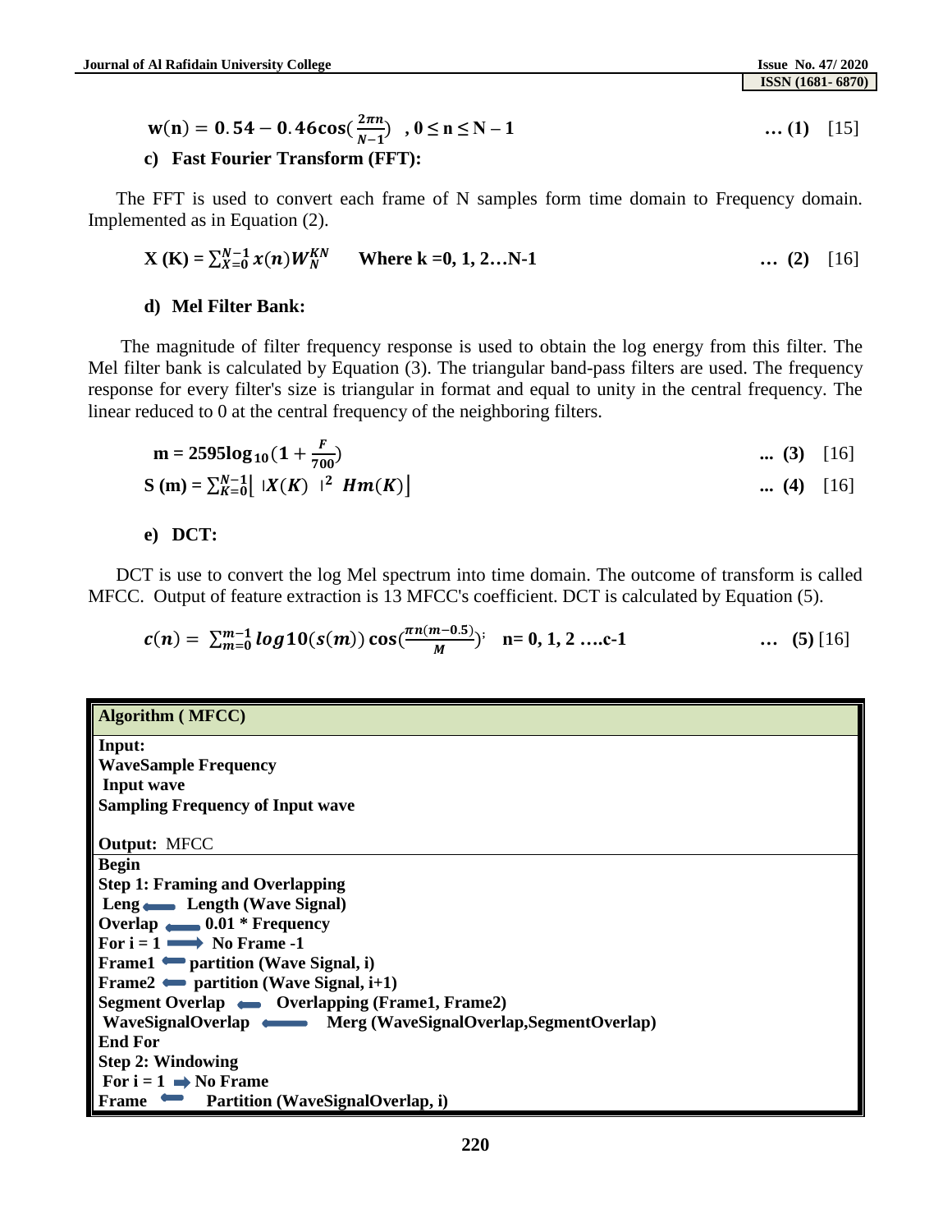$$\mathbf{w(n) = 0.54 - 0.46cos(\frac{2\pi n}{N-1})} \quad , 0 \le n \le N-1 \qquad \dots (1) \quad [15]$$

**c) Fast Fourier Transform (FFT):**

The FFT is used to convert each frame of N samples form time domain to Frequency domain. Implemented as in Equation (2).

$$\mathbf{X(K) = \sum_{X=0}^{N-1} x(n) W_N^{KN}} \qquad \textbf{Where k = 0, 1, 2...N-1} \qquad \dots (2) \quad [16]$$

**d) Mel Filter Bank:**

The magnitude of filter frequency response is used to obtain the log energy from this filter. The Mel filter bank is calculated by Equation (3). The triangular band-pass filters are used. The frequency response for every filter's size is triangular in format and equal to unity in the central frequency. The linear reduced to 0 at the central frequency of the neighboring filters.

$$\mathbf{m = 2595 \log_{10}(1 + \frac{F}{700})} \qquad \dots (3) \quad [16]$$

$$\mathbf{S(m) = \sum_{K=0}^{N-1} \left| \, |X(K)|^2 \; Hm(K) \right|} \qquad \dots (4) \quad [16]$$

**e) DCT:**

DCT is use to convert the log Mel spectrum into time domain. The outcome of transform is called MFCC. Output of feature extraction is 13 MFCC's coefficient. DCT is calculated by Equation (5).

$$c(n) = \sum_{m=0}^{m-1} log10(s(m)) \cos(\frac{\pi n(m-0.5)}{M}); \quad \textbf{n= 0, 1, 2 ....c-1} \qquad \dots (5) \; [16]$$

```
Algorithm ( MFCC)
Input:
WaveSample Frequency
 Input wave
Sampling Frequency of Input wave

Output: MFCC
Begin
Step 1: Framing and Overlapping
 Leng ← Length (Wave Signal)
Overlap ← 0.01 * Frequency
For i = 1 → No Frame -1
Frame1 ← partition (Wave Signal, i)
Frame2 ← partition (Wave Signal, i+1)
Segment Overlap ← Overlapping (Frame1, Frame2)
 WaveSignalOverlap ← Merg (WaveSignalOverlap,SegmentOverlap)
End For
Step 2: Windowing
 For i = 1 → No Frame
Frame ← Partition (WaveSignalOverlap, i)
```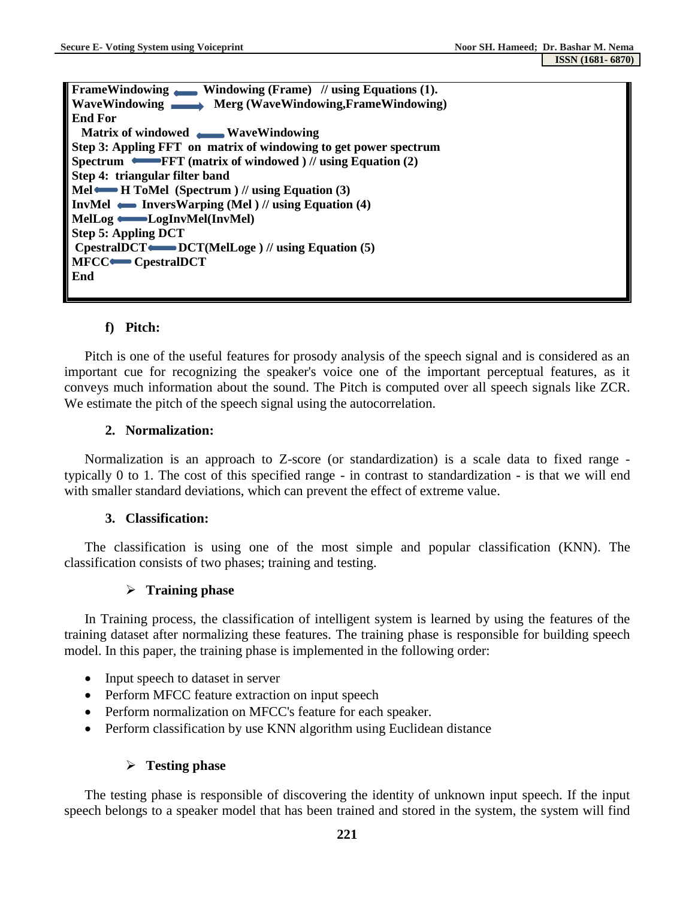```
FrameWindowing ⟵ Windowing (Frame)  // using Equations (1).
WaveWindowing ⟶ Merg (WaveWindowing,FrameWindowing)
End For
  Matrix of windowed ⟵ WaveWindowing
Step 3: Appling FFT  on  matrix of windowing to get power spectrum
Spectrum ⟵ FFT (matrix of windowed ) // using Equation (2)
Step 4:  triangular filter band
Mel ⟵ H ToMel  (Spectrum ) // using Equation (3)
InvMel ⟵ InversWarping (Mel ) // using Equation (4)
MelLog ⟵ LogInvMel(InvMel)
Step 5: Appling DCT
 CpestralDCT ⟵ DCT(MelLoge ) // using Equation (5)
MFCC ⟵ CpestralDCT
End
```

#### f) Pitch:

Pitch is one of the useful features for prosody analysis of the speech signal and is considered as an important cue for recognizing the speaker's voice one of the important perceptual features, as it conveys much information about the sound. The Pitch is computed over all speech signals like ZCR. We estimate the pitch of the speech signal using the autocorrelation.

### 2. Normalization:

Normalization is an approach to Z-score (or standardization) is a scale data to fixed range - typically 0 to 1. The cost of this specified range - in contrast to standardization - is that we will end with smaller standard deviations, which can prevent the effect of extreme value.

### 3. Classification:

The classification is using one of the most simple and popular classification (KNN). The classification consists of two phases; training and testing.

- **Training phase**

In Training process, the classification of intelligent system is learned by using the features of the training dataset after normalizing these features. The training phase is responsible for building speech model. In this paper, the training phase is implemented in the following order:

- Input speech to dataset in server
- Perform MFCC feature extraction on input speech
- Perform normalization on MFCC's feature for each speaker.
- Perform classification by use KNN algorithm using Euclidean distance

- **Testing phase**

The testing phase is responsible of discovering the identity of unknown input speech. If the input speech belongs to a speaker model that has been trained and stored in the system, the system will find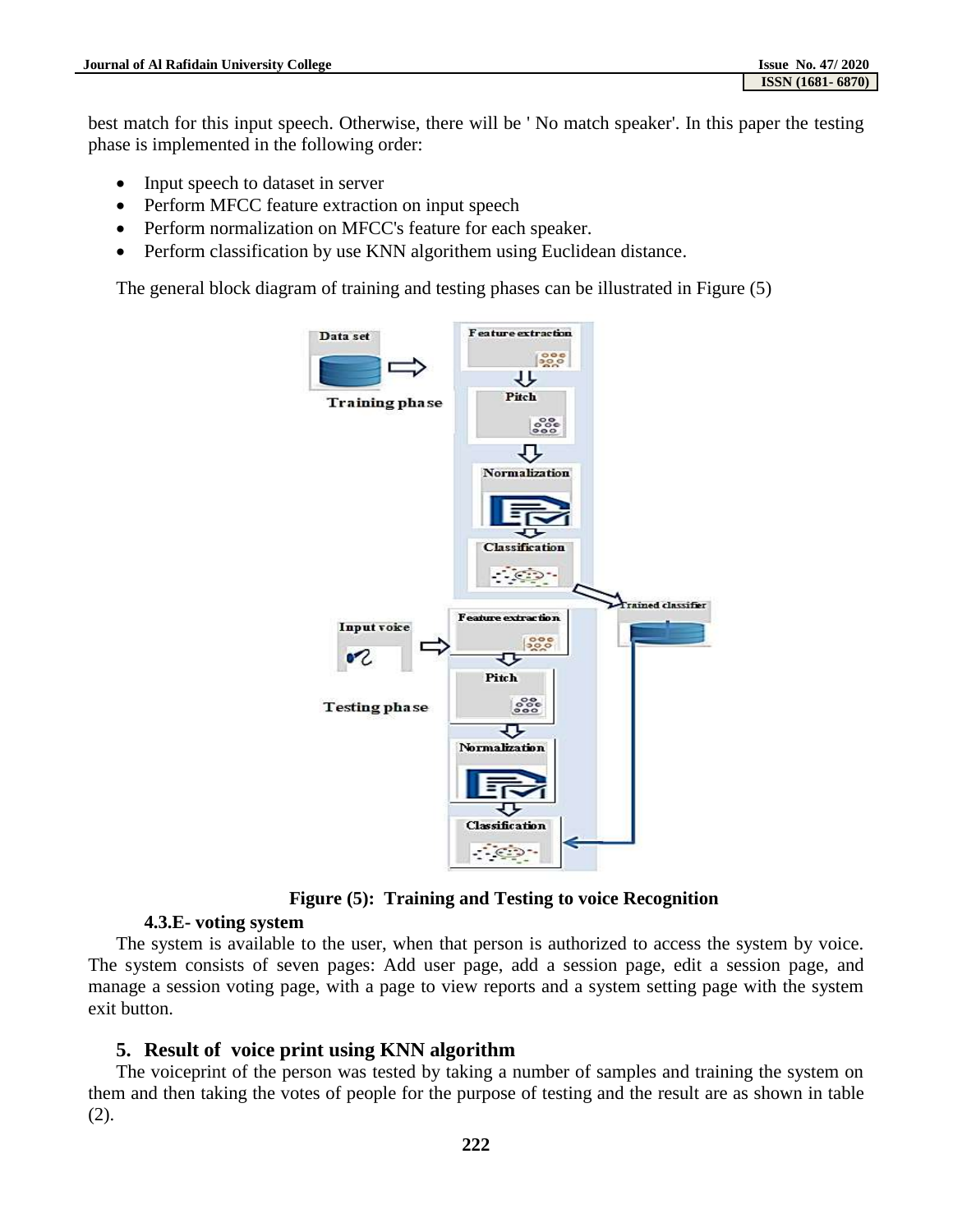best match for this input speech. Otherwise, there will be ' No match speaker'. In this paper the testing phase is implemented in the following order:

- Input speech to dataset in server
- Perform MFCC feature extraction on input speech
- Perform normalization on MFCC's feature for each speaker.
- Perform classification by use KNN algorithem using Euclidean distance.

The general block diagram of training and testing phases can be illustrated in Figure (5)

**Figure (5): Training and Testing to voice Recognition**

### 4.3.E- voting system

The system is available to the user, when that person is authorized to access the system by voice. The system consists of seven pages: Add user page, add a session page, edit a session page, and manage a session voting page, with a page to view reports and a system setting page with the system exit button.

## 5. Result of voice print using KNN algorithm

The voiceprint of the person was tested by taking a number of samples and training the system on them and then taking the votes of people for the purpose of testing and the result are as shown in table (2).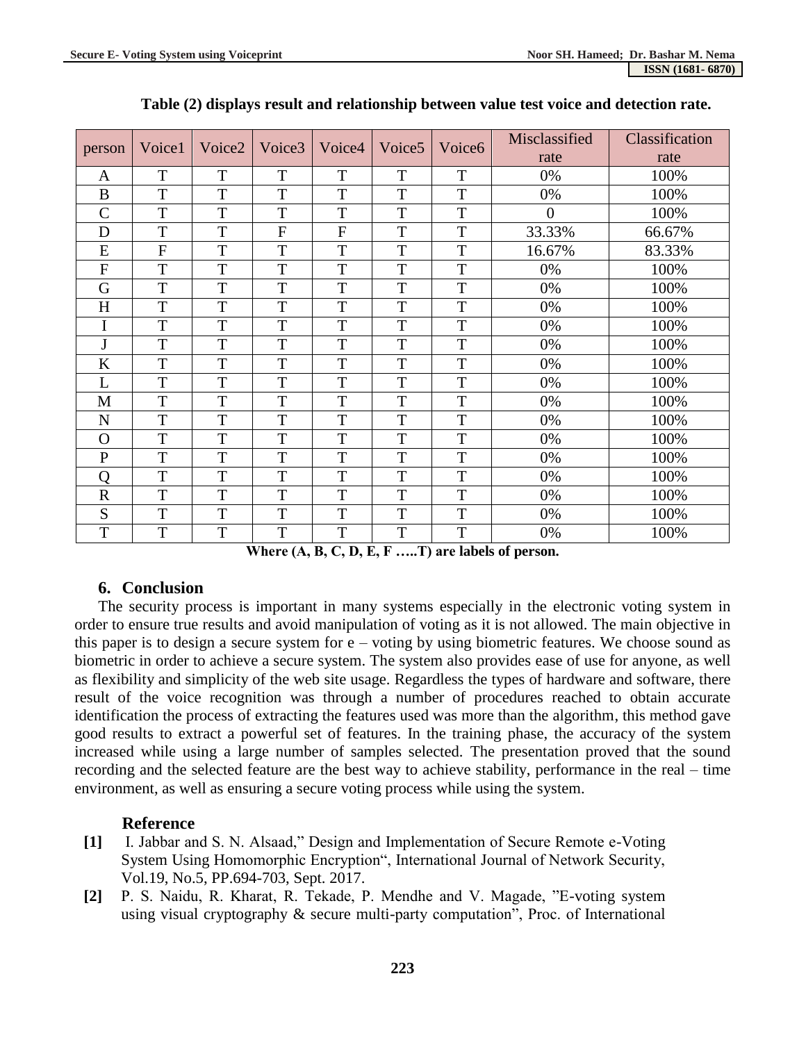**Table (2) displays result and relationship between value test voice and detection rate.**

| person | Voice1 | Voice2 | Voice3 | Voice4 | Voice5 | Voice6 | Misclassified rate | Classification rate |
|---|---|---|---|---|---|---|---|---|
| A | T | T | T | T | T | T | 0% | 100% |
| B | T | T | T | T | T | T | 0% | 100% |
| C | T | T | T | T | T | T | 0 | 100% |
| D | T | T | F | F | T | T | 33.33% | 66.67% |
| E | F | T | T | T | T | T | 16.67% | 83.33% |
| F | T | T | T | T | T | T | 0% | 100% |
| G | T | T | T | T | T | T | 0% | 100% |
| H | T | T | T | T | T | T | 0% | 100% |
| I | T | T | T | T | T | T | 0% | 100% |
| J | T | T | T | T | T | T | 0% | 100% |
| K | T | T | T | T | T | T | 0% | 100% |
| L | T | T | T | T | T | T | 0% | 100% |
| M | T | T | T | T | T | T | 0% | 100% |
| N | T | T | T | T | T | T | 0% | 100% |
| O | T | T | T | T | T | T | 0% | 100% |
| P | T | T | T | T | T | T | 0% | 100% |
| Q | T | T | T | T | T | T | 0% | 100% |
| R | T | T | T | T | T | T | 0% | 100% |
| S | T | T | T | T | T | T | 0% | 100% |
| T | T | T | T | T | T | T | 0% | 100% |

**Where (A, B, C, D, E, F …..T) are labels of person.**

## 6. Conclusion

The security process is important in many systems especially in the electronic voting system in order to ensure true results and avoid manipulation of voting as it is not allowed. The main objective in this paper is to design a secure system for e – voting by using biometric features. We choose sound as biometric in order to achieve a secure system. The system also provides ease of use for anyone, as well as flexibility and simplicity of the web site usage. Regardless the types of hardware and software, there result of the voice recognition was through a number of procedures reached to obtain accurate identification the process of extracting the features used was more than the algorithm, this method gave good results to extract a powerful set of features. In the training phase, the accuracy of the system increased while using a large number of samples selected. The presentation proved that the sound recording and the selected feature are the best way to achieve stability, performance in the real – time environment, as well as ensuring a secure voting process while using the system.

## Reference

[1] I. Jabbar and S. N. Alsaad," Design and Implementation of Secure Remote e-Voting System Using Homomorphic Encryption", International Journal of Network Security, Vol.19, No.5, PP.694-703, Sept. 2017.

[2] P. S. Naidu, R. Kharat, R. Tekade, P. Mendhe and V. Magade, "E-voting system using visual cryptography & secure multi-party computation", Proc. of International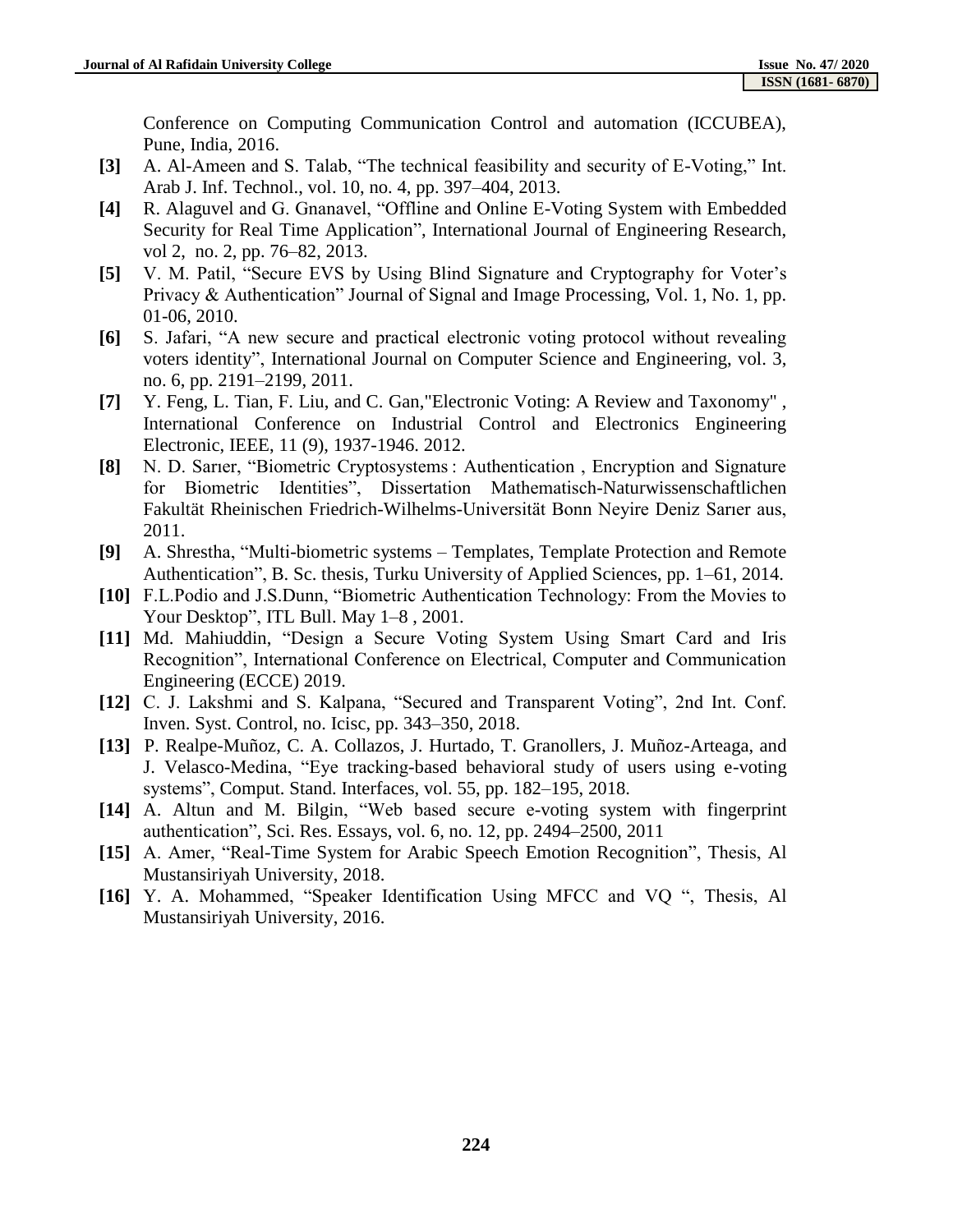Conference on Computing Communication Control and automation (ICCUBEA), Pune, India, 2016.

**[3]** A. Al-Ameen and S. Talab, "The technical feasibility and security of E-Voting," Int. Arab J. Inf. Technol., vol. 10, no. 4, pp. 397–404, 2013.

**[4]** R. Alaguvel and G. Gnanavel, "Offline and Online E-Voting System with Embedded Security for Real Time Application", International Journal of Engineering Research, vol 2, no. 2, pp. 76–82, 2013.

**[5]** V. M. Patil, "Secure EVS by Using Blind Signature and Cryptography for Voter's Privacy & Authentication" Journal of Signal and Image Processing, Vol. 1, No. 1, pp. 01-06, 2010.

**[6]** S. Jafari, "A new secure and practical electronic voting protocol without revealing voters identity", International Journal on Computer Science and Engineering, vol. 3, no. 6, pp. 2191–2199, 2011.

**[7]** Y. Feng, L. Tian, F. Liu, and C. Gan,"Electronic Voting: A Review and Taxonomy" , International Conference on Industrial Control and Electronics Engineering Electronic, IEEE, 11 (9), 1937-1946. 2012.

**[8]** N. D. Sarıer, "Biometric Cryptosystems : Authentication , Encryption and Signature for Biometric Identities", Dissertation Mathematisch-Naturwissenschaftlichen Fakultät Rheinischen Friedrich-Wilhelms-Universität Bonn Neyire Deniz Sarıer aus, 2011.

**[9]** A. Shrestha, "Multi-biometric systems – Templates, Template Protection and Remote Authentication", B. Sc. thesis, Turku University of Applied Sciences, pp. 1–61, 2014.

**[10]** F.L.Podio and J.S.Dunn, "Biometric Authentication Technology: From the Movies to Your Desktop", ITL Bull. May 1–8 , 2001.

**[11]** Md. Mahiuddin, "Design a Secure Voting System Using Smart Card and Iris Recognition", International Conference on Electrical, Computer and Communication Engineering (ECCE) 2019.

**[12]** C. J. Lakshmi and S. Kalpana, "Secured and Transparent Voting", 2nd Int. Conf. Inven. Syst. Control, no. Icisc, pp. 343–350, 2018.

**[13]** P. Realpe-Muñoz, C. A. Collazos, J. Hurtado, T. Granollers, J. Muñoz-Arteaga, and J. Velasco-Medina, "Eye tracking-based behavioral study of users using e-voting systems", Comput. Stand. Interfaces, vol. 55, pp. 182–195, 2018.

**[14]** A. Altun and M. Bilgin, "Web based secure e-voting system with fingerprint authentication", Sci. Res. Essays, vol. 6, no. 12, pp. 2494–2500, 2011

**[15]** A. Amer, "Real-Time System for Arabic Speech Emotion Recognition", Thesis, Al Mustansiriyah University, 2018.

**[16]** Y. A. Mohammed, "Speaker Identification Using MFCC and VQ ", Thesis, Al Mustansiriyah University, 2016.